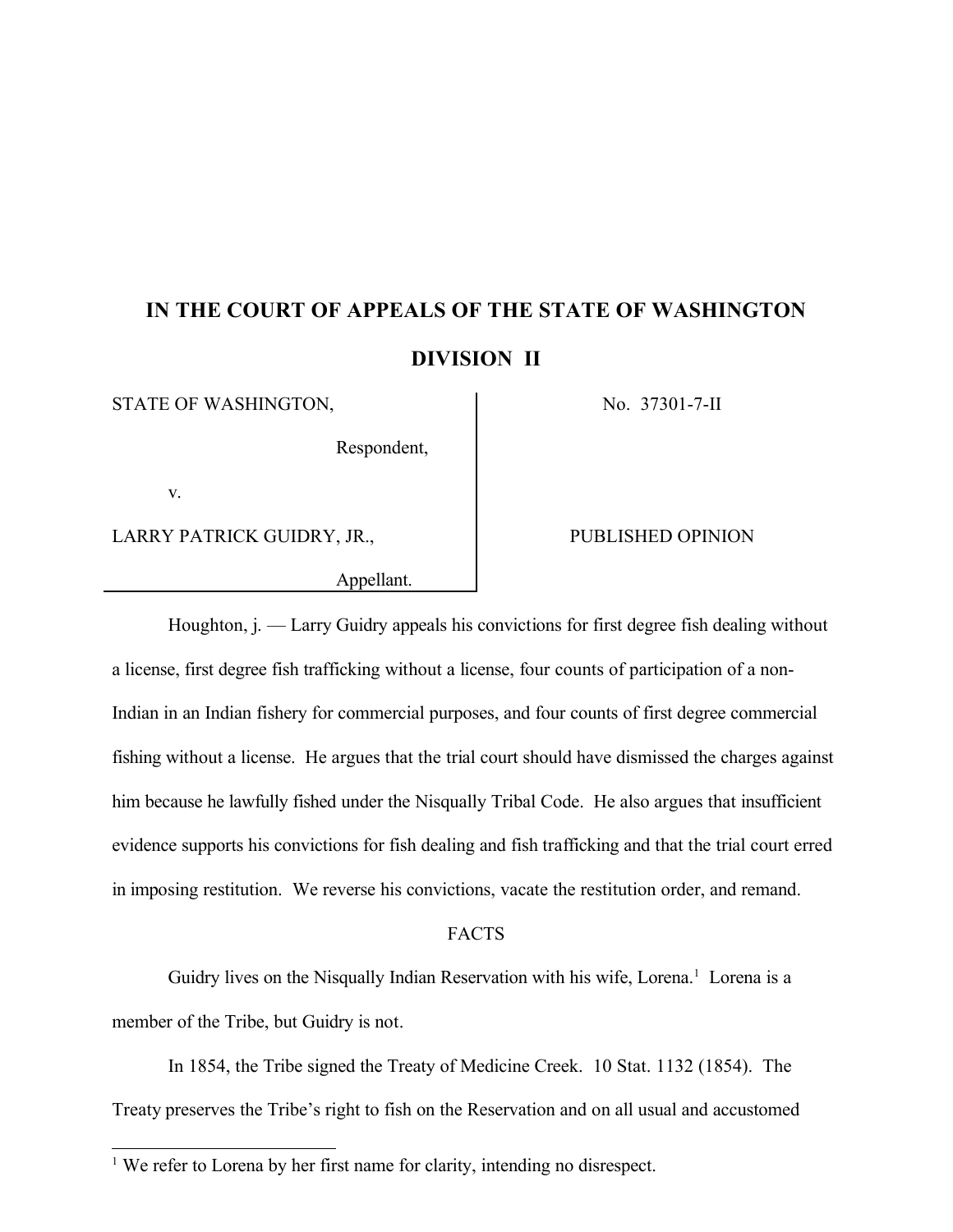# IN THE COURT OF APPEALS OF THE STATE OF WASHINGTON

## DIVISION II

| | |
|---|---|
| STATE OF WASHINGTON,<br><br>Respondent,<br><br>v.<br><br>LARRY PATRICK GUIDRY, JR.,<br><br>Appellant. | No. 37301-7-II<br><br><br><br>PUBLISHED OPINION |

Houghton, j. — Larry Guidry appeals his convictions for first degree fish dealing without a license, first degree fish trafficking without a license, four counts of participation of a non-Indian in an Indian fishery for commercial purposes, and four counts of first degree commercial fishing without a license. He argues that the trial court should have dismissed the charges against him because he lawfully fished under the Nisqually Tribal Code. He also argues that insufficient evidence supports his convictions for fish dealing and fish trafficking and that the trial court erred in imposing restitution. We reverse his convictions, vacate the restitution order, and remand.

FACTS

Guidry lives on the Nisqually Indian Reservation with his wife, Lorena.[1] Lorena is a member of the Tribe, but Guidry is not.

In 1854, the Tribe signed the Treaty of Medicine Creek. 10 Stat. 1132 (1854). The Treaty preserves the Tribe's right to fish on the Reservation and on all usual and accustomed

---

[1] We refer to Lorena by her first name for clarity, intending no disrespect.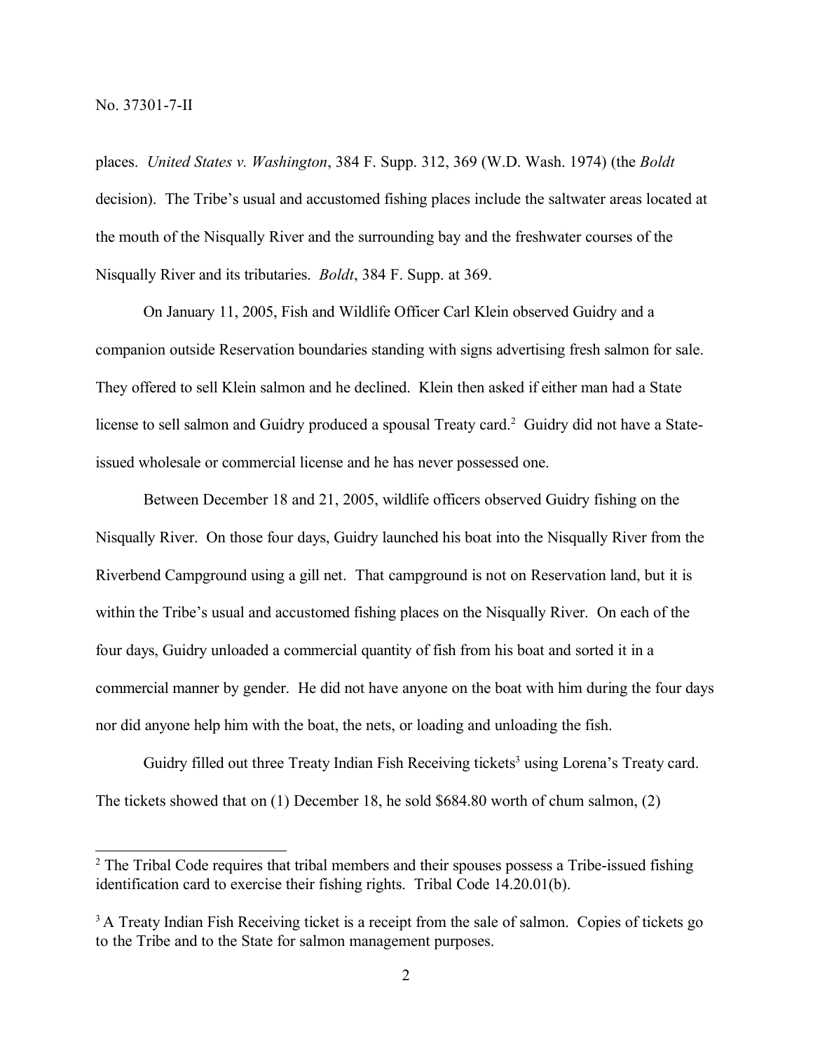places. *United States v. Washington*, 384 F. Supp. 312, 369 (W.D. Wash. 1974) (the *Boldt* decision). The Tribe's usual and accustomed fishing places include the saltwater areas located at the mouth of the Nisqually River and the surrounding bay and the freshwater courses of the Nisqually River and its tributaries. *Boldt*, 384 F. Supp. at 369.

On January 11, 2005, Fish and Wildlife Officer Carl Klein observed Guidry and a companion outside Reservation boundaries standing with signs advertising fresh salmon for sale. They offered to sell Klein salmon and he declined. Klein then asked if either man had a State license to sell salmon and Guidry produced a spousal Treaty card.[2] Guidry did not have a State-issued wholesale or commercial license and he has never possessed one.

Between December 18 and 21, 2005, wildlife officers observed Guidry fishing on the Nisqually River. On those four days, Guidry launched his boat into the Nisqually River from the Riverbend Campground using a gill net. That campground is not on Reservation land, but it is within the Tribe's usual and accustomed fishing places on the Nisqually River. On each of the four days, Guidry unloaded a commercial quantity of fish from his boat and sorted it in a commercial manner by gender. He did not have anyone on the boat with him during the four days nor did anyone help him with the boat, the nets, or loading and unloading the fish.

Guidry filled out three Treaty Indian Fish Receiving tickets[3] using Lorena's Treaty card. The tickets showed that on (1) December 18, he sold $684.80 worth of chum salmon, (2)

---

[2] The Tribal Code requires that tribal members and their spouses possess a Tribe-issued fishing identification card to exercise their fishing rights. Tribal Code 14.20.01(b).

[3] A Treaty Indian Fish Receiving ticket is a receipt from the sale of salmon. Copies of tickets go to the Tribe and to the State for salmon management purposes.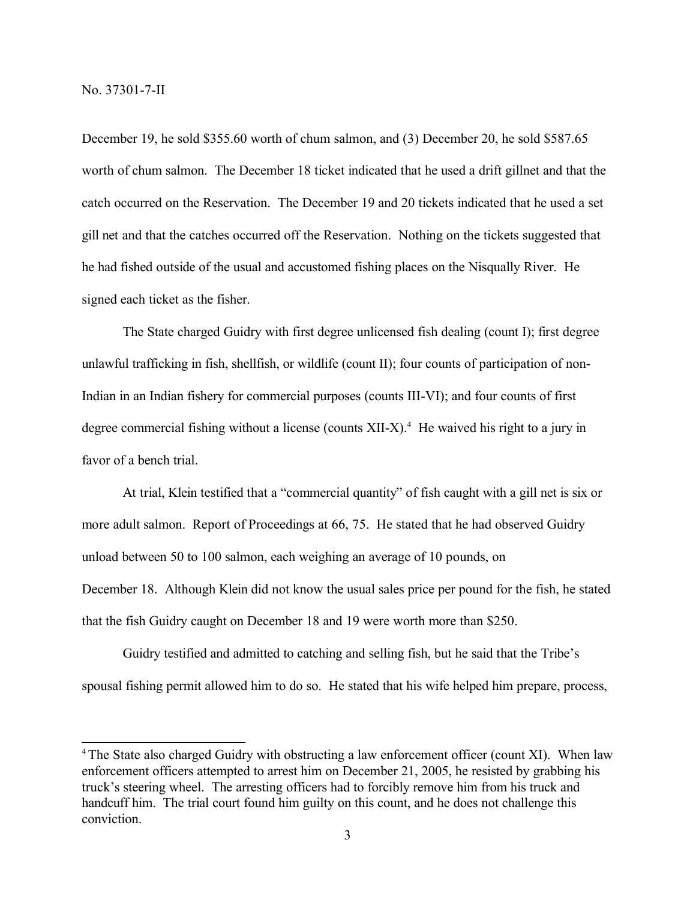December 19, he sold $355.60 worth of chum salmon, and (3) December 20, he sold $587.65 worth of chum salmon. The December 18 ticket indicated that he used a drift gillnet and that the catch occurred on the Reservation. The December 19 and 20 tickets indicated that he used a set gill net and that the catches occurred off the Reservation. Nothing on the tickets suggested that he had fished outside of the usual and accustomed fishing places on the Nisqually River. He signed each ticket as the fisher.

The State charged Guidry with first degree unlicensed fish dealing (count I); first degree unlawful trafficking in fish, shellfish, or wildlife (count II); four counts of participation of non-Indian in an Indian fishery for commercial purposes (counts III-VI); and four counts of first degree commercial fishing without a license (counts XII-X).[4] He waived his right to a jury in favor of a bench trial.

At trial, Klein testified that a "commercial quantity" of fish caught with a gill net is six or more adult salmon. Report of Proceedings at 66, 75. He stated that he had observed Guidry unload between 50 to 100 salmon, each weighing an average of 10 pounds, on December 18. Although Klein did not know the usual sales price per pound for the fish, he stated that the fish Guidry caught on December 18 and 19 were worth more than $250.

Guidry testified and admitted to catching and selling fish, but he said that the Tribe's spousal fishing permit allowed him to do so. He stated that his wife helped him prepare, process,

---

[4] The State also charged Guidry with obstructing a law enforcement officer (count XI). When law enforcement officers attempted to arrest him on December 21, 2005, he resisted by grabbing his truck's steering wheel. The arresting officers had to forcibly remove him from his truck and handcuff him. The trial court found him guilty on this count, and he does not challenge this conviction.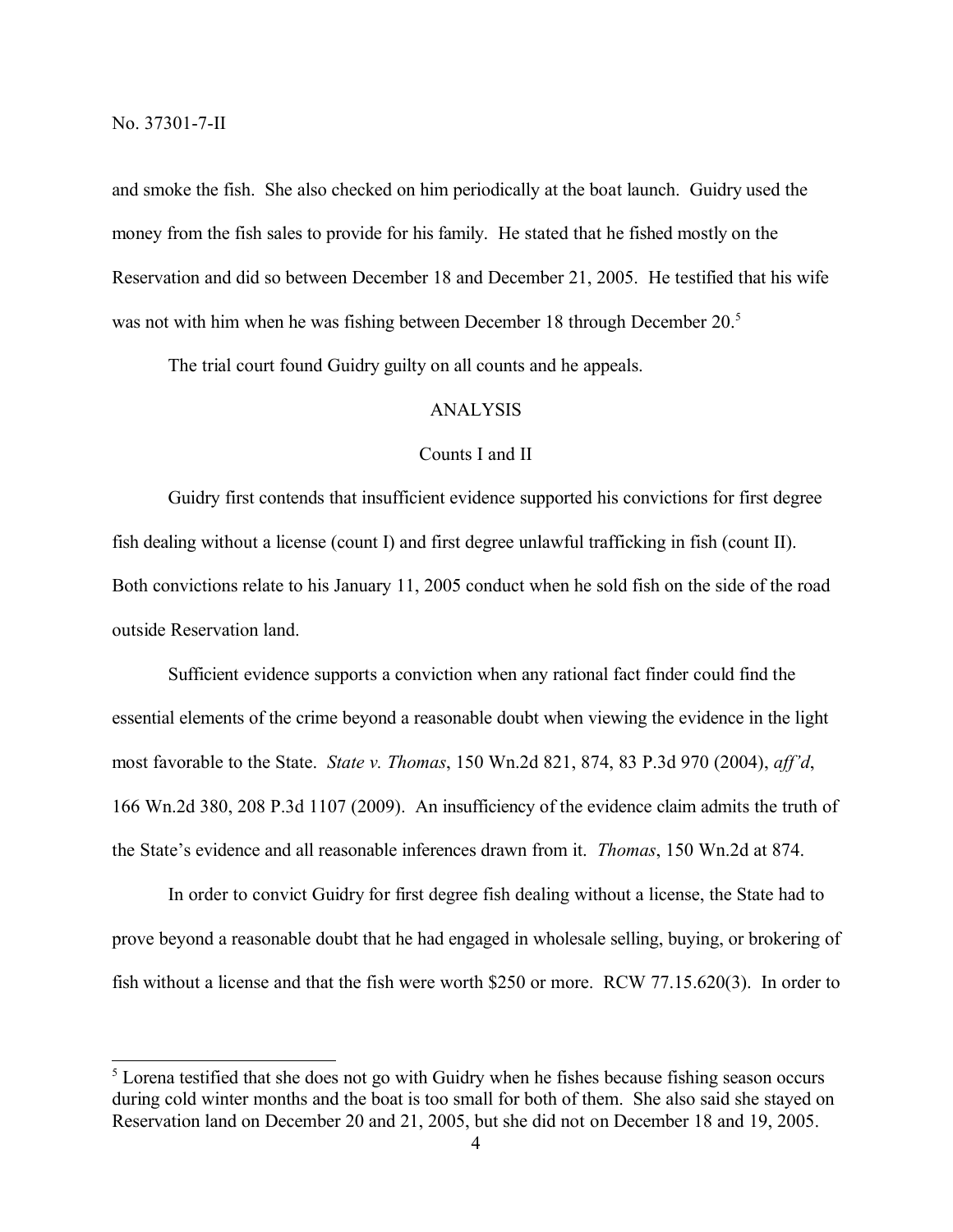and smoke the fish. She also checked on him periodically at the boat launch. Guidry used the money from the fish sales to provide for his family. He stated that he fished mostly on the Reservation and did so between December 18 and December 21, 2005. He testified that his wife was not with him when he was fishing between December 18 through December 20.[5]

The trial court found Guidry guilty on all counts and he appeals.

## ANALYSIS

### Counts I and II

Guidry first contends that insufficient evidence supported his convictions for first degree fish dealing without a license (count I) and first degree unlawful trafficking in fish (count II). Both convictions relate to his January 11, 2005 conduct when he sold fish on the side of the road outside Reservation land.

Sufficient evidence supports a conviction when any rational fact finder could find the essential elements of the crime beyond a reasonable doubt when viewing the evidence in the light most favorable to the State. *State v. Thomas*, 150 Wn.2d 821, 874, 83 P.3d 970 (2004), *aff'd*, 166 Wn.2d 380, 208 P.3d 1107 (2009). An insufficiency of the evidence claim admits the truth of the State's evidence and all reasonable inferences drawn from it. *Thomas*, 150 Wn.2d at 874.

In order to convict Guidry for first degree fish dealing without a license, the State had to prove beyond a reasonable doubt that he had engaged in wholesale selling, buying, or brokering of fish without a license and that the fish were worth $250 or more. RCW 77.15.620(3). In order to

---

[5] Lorena testified that she does not go with Guidry when he fishes because fishing season occurs during cold winter months and the boat is too small for both of them. She also said she stayed on Reservation land on December 20 and 21, 2005, but she did not on December 18 and 19, 2005.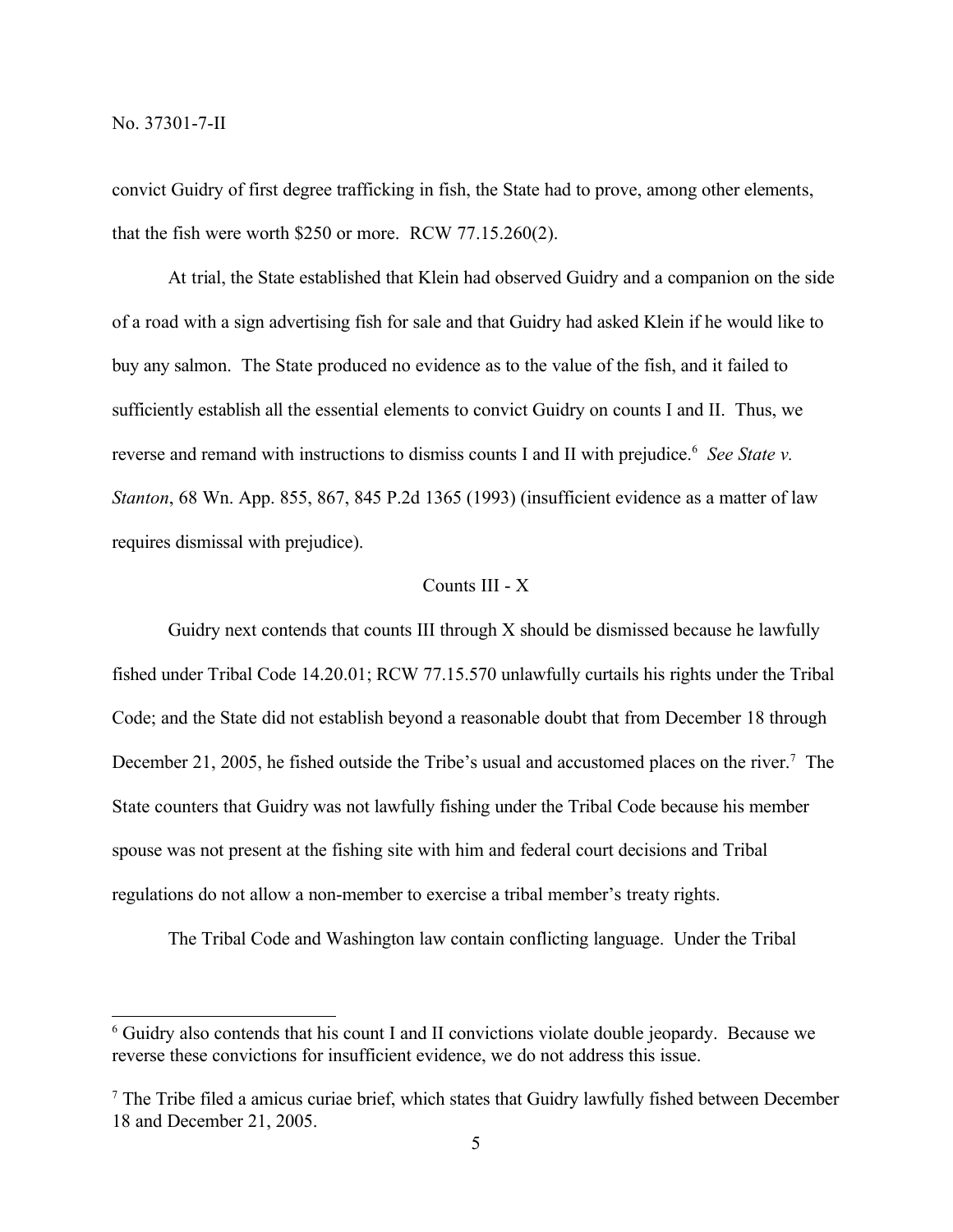convict Guidry of first degree trafficking in fish, the State had to prove, among other elements, that the fish were worth $250 or more. RCW 77.15.260(2).

At trial, the State established that Klein had observed Guidry and a companion on the side of a road with a sign advertising fish for sale and that Guidry had asked Klein if he would like to buy any salmon. The State produced no evidence as to the value of the fish, and it failed to sufficiently establish all the essential elements to convict Guidry on counts I and II. Thus, we reverse and remand with instructions to dismiss counts I and II with prejudice.[6] *See State v. Stanton*, 68 Wn. App. 855, 867, 845 P.2d 1365 (1993) (insufficient evidence as a matter of law requires dismissal with prejudice).

Counts III - X

Guidry next contends that counts III through X should be dismissed because he lawfully fished under Tribal Code 14.20.01; RCW 77.15.570 unlawfully curtails his rights under the Tribal Code; and the State did not establish beyond a reasonable doubt that from December 18 through December 21, 2005, he fished outside the Tribe's usual and accustomed places on the river.[7] The State counters that Guidry was not lawfully fishing under the Tribal Code because his member spouse was not present at the fishing site with him and federal court decisions and Tribal regulations do not allow a non-member to exercise a tribal member's treaty rights.

The Tribal Code and Washington law contain conflicting language. Under the Tribal

---

[6] Guidry also contends that his count I and II convictions violate double jeopardy. Because we reverse these convictions for insufficient evidence, we do not address this issue.

[7] The Tribe filed a amicus curiae brief, which states that Guidry lawfully fished between December 18 and December 21, 2005.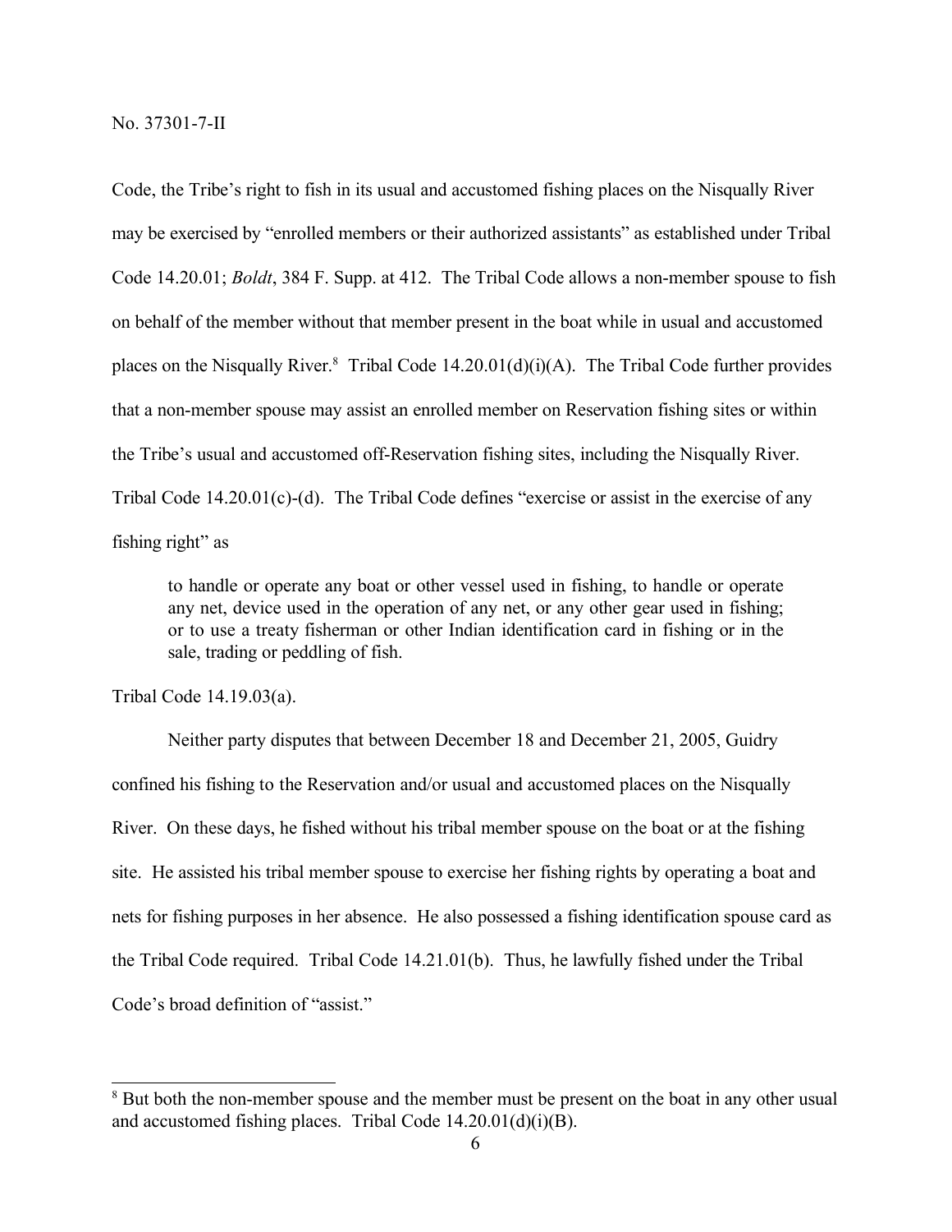Code, the Tribe's right to fish in its usual and accustomed fishing places on the Nisqually River may be exercised by "enrolled members or their authorized assistants" as established under Tribal Code 14.20.01; *Boldt*, 384 F. Supp. at 412. The Tribal Code allows a non-member spouse to fish on behalf of the member without that member present in the boat while in usual and accustomed places on the Nisqually River.[8] Tribal Code 14.20.01(d)(i)(A). The Tribal Code further provides that a non-member spouse may assist an enrolled member on Reservation fishing sites or within the Tribe's usual and accustomed off-Reservation fishing sites, including the Nisqually River. Tribal Code 14.20.01(c)-(d). The Tribal Code defines "exercise or assist in the exercise of any fishing right" as

> to handle or operate any boat or other vessel used in fishing, to handle or operate any net, device used in the operation of any net, or any other gear used in fishing; or to use a treaty fisherman or other Indian identification card in fishing or in the sale, trading or peddling of fish.

Tribal Code 14.19.03(a).

Neither party disputes that between December 18 and December 21, 2005, Guidry confined his fishing to the Reservation and/or usual and accustomed places on the Nisqually River. On these days, he fished without his tribal member spouse on the boat or at the fishing site. He assisted his tribal member spouse to exercise her fishing rights by operating a boat and nets for fishing purposes in her absence. He also possessed a fishing identification spouse card as the Tribal Code required. Tribal Code 14.21.01(b). Thus, he lawfully fished under the Tribal Code's broad definition of "assist."

---

[8] But both the non-member spouse and the member must be present on the boat in any other usual and accustomed fishing places. Tribal Code 14.20.01(d)(i)(B).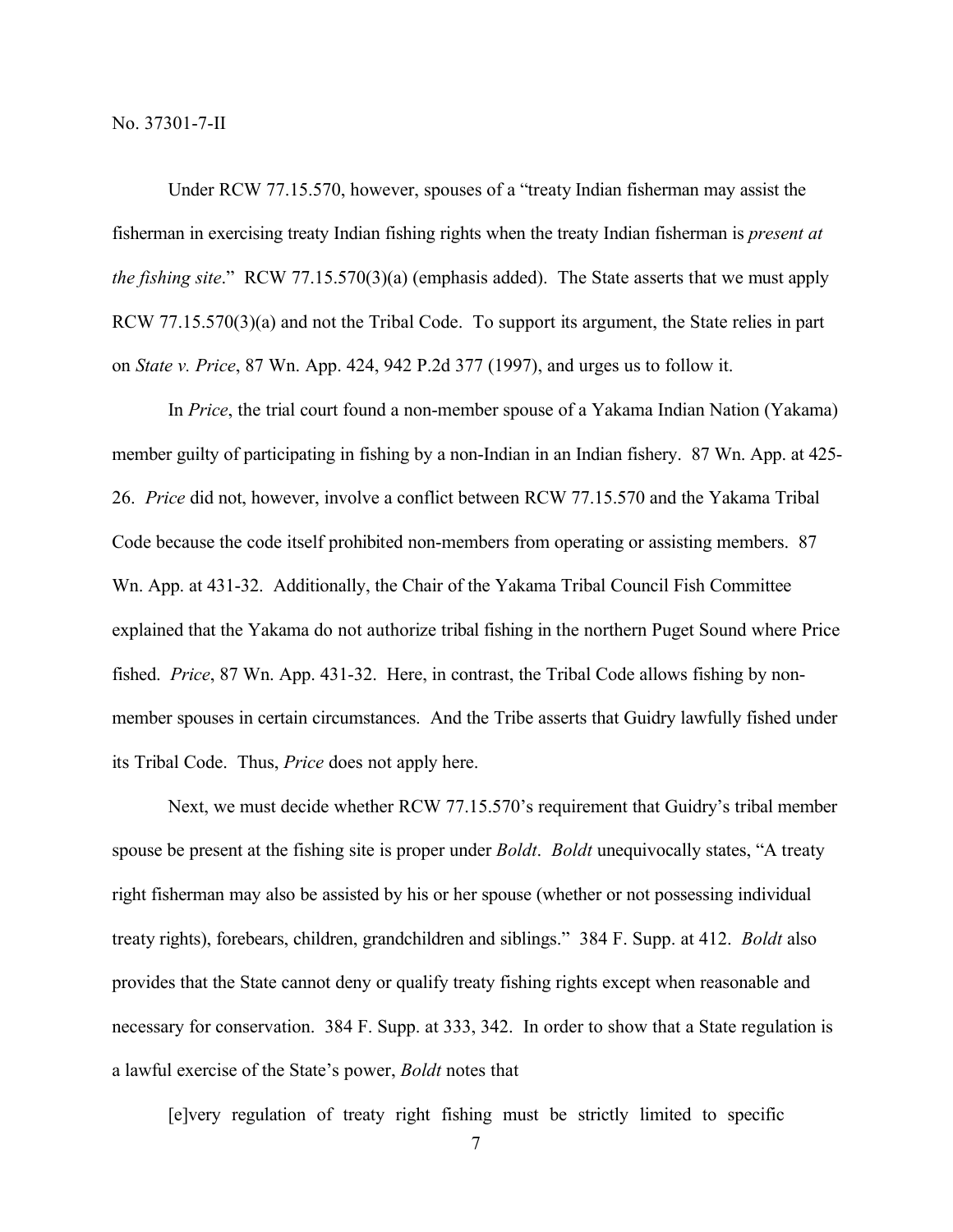Under RCW 77.15.570, however, spouses of a "treaty Indian fisherman may assist the fisherman in exercising treaty Indian fishing rights when the treaty Indian fisherman is *present at the fishing site*." RCW 77.15.570(3)(a) (emphasis added). The State asserts that we must apply RCW 77.15.570(3)(a) and not the Tribal Code. To support its argument, the State relies in part on *State v. Price*, 87 Wn. App. 424, 942 P.2d 377 (1997), and urges us to follow it.

In *Price*, the trial court found a non-member spouse of a Yakama Indian Nation (Yakama) member guilty of participating in fishing by a non-Indian in an Indian fishery. 87 Wn. App. at 425-26. *Price* did not, however, involve a conflict between RCW 77.15.570 and the Yakama Tribal Code because the code itself prohibited non-members from operating or assisting members. 87 Wn. App. at 431-32. Additionally, the Chair of the Yakama Tribal Council Fish Committee explained that the Yakama do not authorize tribal fishing in the northern Puget Sound where Price fished. *Price*, 87 Wn. App. 431-32. Here, in contrast, the Tribal Code allows fishing by non-member spouses in certain circumstances. And the Tribe asserts that Guidry lawfully fished under its Tribal Code. Thus, *Price* does not apply here.

Next, we must decide whether RCW 77.15.570's requirement that Guidry's tribal member spouse be present at the fishing site is proper under *Boldt*. *Boldt* unequivocally states, "A treaty right fisherman may also be assisted by his or her spouse (whether or not possessing individual treaty rights), forebears, children, grandchildren and siblings." 384 F. Supp. at 412. *Boldt* also provides that the State cannot deny or qualify treaty fishing rights except when reasonable and necessary for conservation. 384 F. Supp. at 333, 342. In order to show that a State regulation is a lawful exercise of the State's power, *Boldt* notes that

> [e]very regulation of treaty right fishing must be strictly limited to specific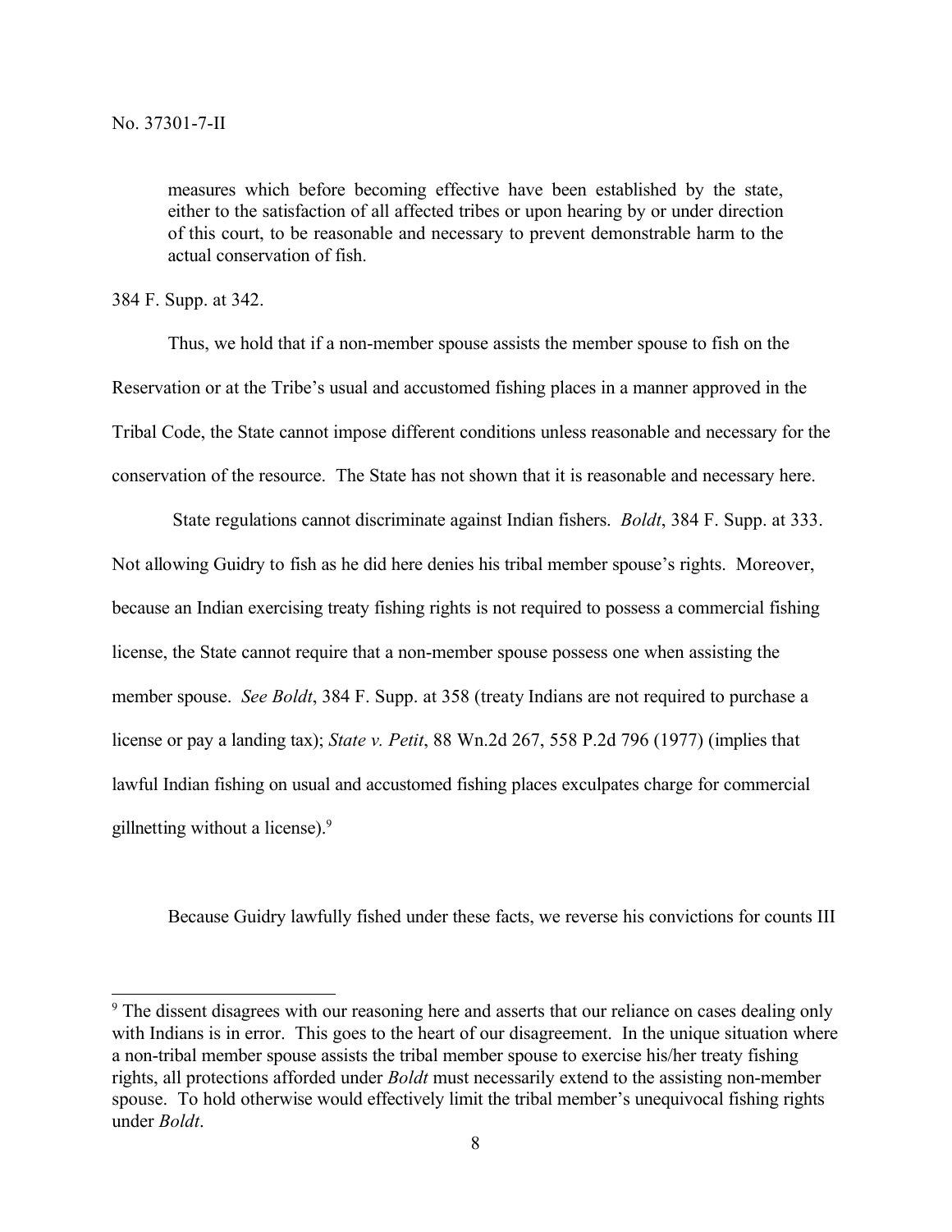> measures which before becoming effective have been established by the state, either to the satisfaction of all affected tribes or upon hearing by or under direction of this court, to be reasonable and necessary to prevent demonstrable harm to the actual conservation of fish.

384 F. Supp. at 342.

Thus, we hold that if a non-member spouse assists the member spouse to fish on the Reservation or at the Tribe's usual and accustomed fishing places in a manner approved in the Tribal Code, the State cannot impose different conditions unless reasonable and necessary for the conservation of the resource. The State has not shown that it is reasonable and necessary here.

State regulations cannot discriminate against Indian fishers. *Boldt*, 384 F. Supp. at 333. Not allowing Guidry to fish as he did here denies his tribal member spouse's rights. Moreover, because an Indian exercising treaty fishing rights is not required to possess a commercial fishing license, the State cannot require that a non-member spouse possess one when assisting the member spouse. *See Boldt*, 384 F. Supp. at 358 (treaty Indians are not required to purchase a license or pay a landing tax); *State v. Petit*, 88 Wn.2d 267, 558 P.2d 796 (1977) (implies that lawful Indian fishing on usual and accustomed fishing places exculpates charge for commercial gillnetting without a license).[9]

Because Guidry lawfully fished under these facts, we reverse his convictions for counts III

[9] The dissent disagrees with our reasoning here and asserts that our reliance on cases dealing only with Indians is in error. This goes to the heart of our disagreement. In the unique situation where a non-tribal member spouse assists the tribal member spouse to exercise his/her treaty fishing rights, all protections afforded under *Boldt* must necessarily extend to the assisting non-member spouse. To hold otherwise would effectively limit the tribal member's unequivocal fishing rights under *Boldt*.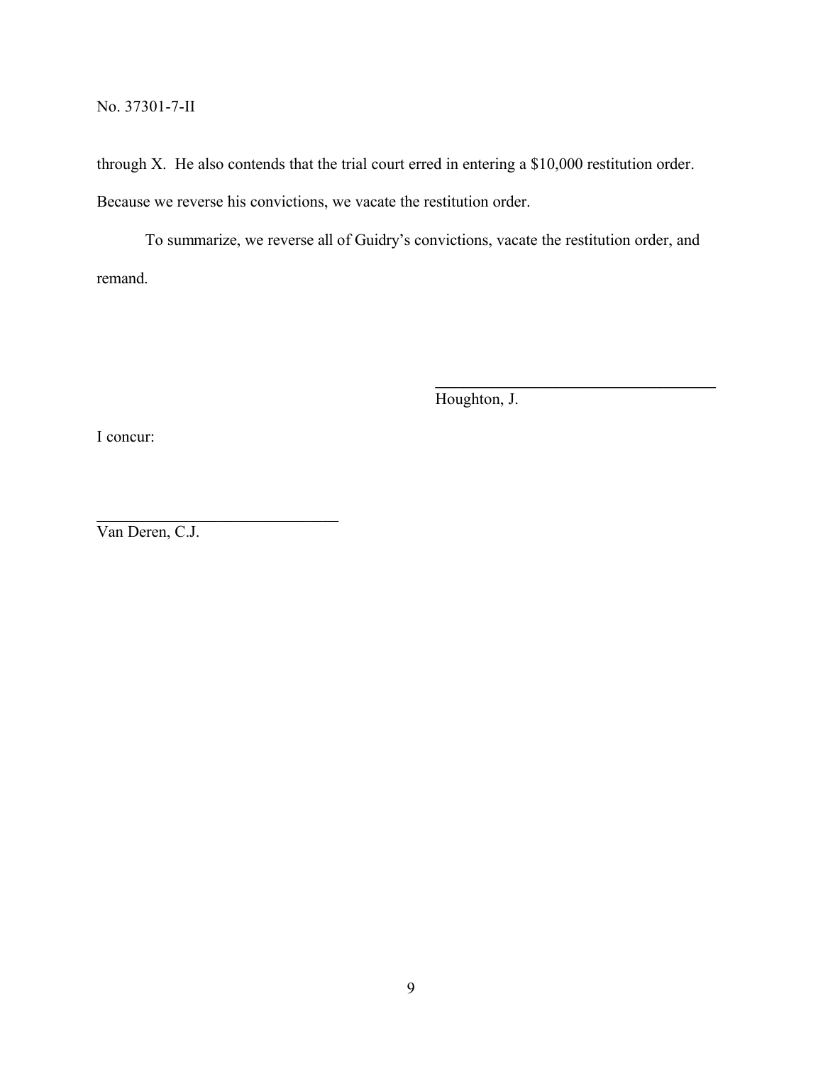through X. He also contends that the trial court erred in entering a $10,000 restitution order. Because we reverse his convictions, we vacate the restitution order.

To summarize, we reverse all of Guidry's convictions, vacate the restitution order, and remand.

Houghton, J.

I concur:

Van Deren, C.J.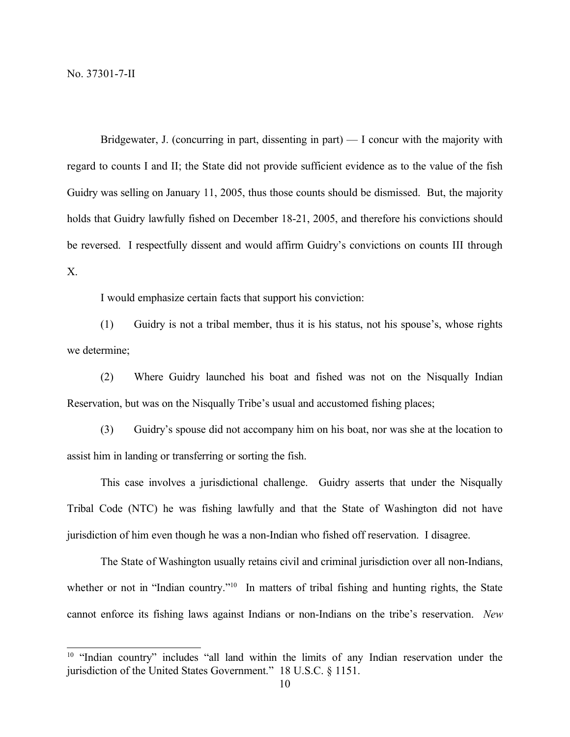Bridgewater, J. (concurring in part, dissenting in part) — I concur with the majority with regard to counts I and II; the State did not provide sufficient evidence as to the value of the fish Guidry was selling on January 11, 2005, thus those counts should be dismissed. But, the majority holds that Guidry lawfully fished on December 18-21, 2005, and therefore his convictions should be reversed. I respectfully dissent and would affirm Guidry's convictions on counts III through X.

I would emphasize certain facts that support his conviction:

(1) Guidry is not a tribal member, thus it is his status, not his spouse's, whose rights we determine;

(2) Where Guidry launched his boat and fished was not on the Nisqually Indian Reservation, but was on the Nisqually Tribe's usual and accustomed fishing places;

(3) Guidry's spouse did not accompany him on his boat, nor was she at the location to assist him in landing or transferring or sorting the fish.

This case involves a jurisdictional challenge. Guidry asserts that under the Nisqually Tribal Code (NTC) he was fishing lawfully and that the State of Washington did not have jurisdiction of him even though he was a non-Indian who fished off reservation. I disagree.

The State of Washington usually retains civil and criminal jurisdiction over all non-Indians, whether or not in "Indian country."[10] In matters of tribal fishing and hunting rights, the State cannot enforce its fishing laws against Indians or non-Indians on the tribe's reservation. *New*

---

[10] "Indian country" includes "all land within the limits of any Indian reservation under the jurisdiction of the United States Government." 18 U.S.C. § 1151.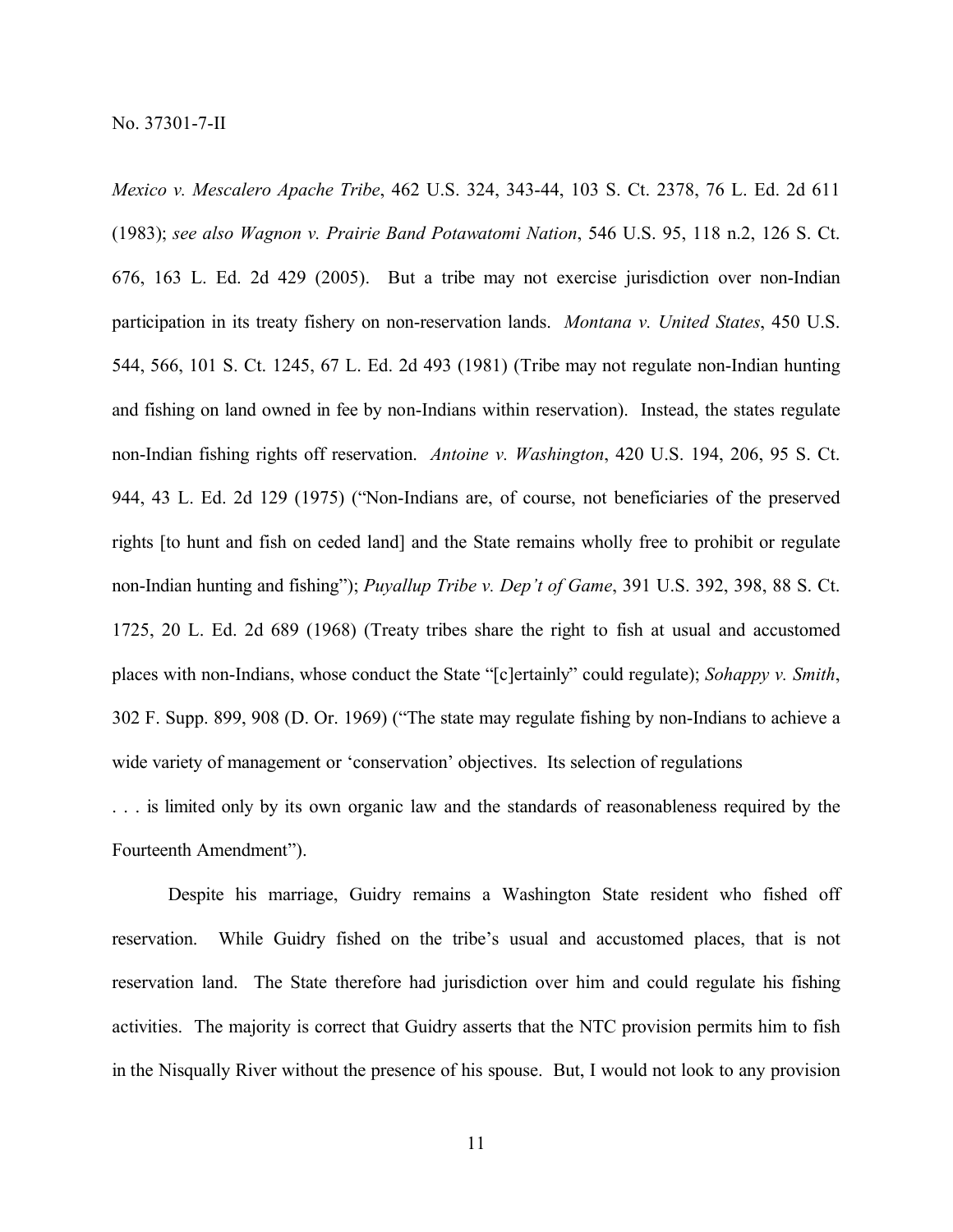*Mexico v. Mescalero Apache Tribe*, 462 U.S. 324, 343-44, 103 S. Ct. 2378, 76 L. Ed. 2d 611 (1983); *see also Wagnon v. Prairie Band Potawatomi Nation*, 546 U.S. 95, 118 n.2, 126 S. Ct. 676, 163 L. Ed. 2d 429 (2005). But a tribe may not exercise jurisdiction over non-Indian participation in its treaty fishery on non-reservation lands. *Montana v. United States*, 450 U.S. 544, 566, 101 S. Ct. 1245, 67 L. Ed. 2d 493 (1981) (Tribe may not regulate non-Indian hunting and fishing on land owned in fee by non-Indians within reservation). Instead, the states regulate non-Indian fishing rights off reservation. *Antoine v. Washington*, 420 U.S. 194, 206, 95 S. Ct. 944, 43 L. Ed. 2d 129 (1975) ("Non-Indians are, of course, not beneficiaries of the preserved rights [to hunt and fish on ceded land] and the State remains wholly free to prohibit or regulate non-Indian hunting and fishing"); *Puyallup Tribe v. Dep't of Game*, 391 U.S. 392, 398, 88 S. Ct. 1725, 20 L. Ed. 2d 689 (1968) (Treaty tribes share the right to fish at usual and accustomed places with non-Indians, whose conduct the State "[c]ertainly" could regulate); *Sohappy v. Smith*, 302 F. Supp. 899, 908 (D. Or. 1969) ("The state may regulate fishing by non-Indians to achieve a wide variety of management or 'conservation' objectives. Its selection of regulations . . . is limited only by its own organic law and the standards of reasonableness required by the Fourteenth Amendment").

Despite his marriage, Guidry remains a Washington State resident who fished off reservation. While Guidry fished on the tribe's usual and accustomed places, that is not reservation land. The State therefore had jurisdiction over him and could regulate his fishing activities. The majority is correct that Guidry asserts that the NTC provision permits him to fish in the Nisqually River without the presence of his spouse. But, I would not look to any provision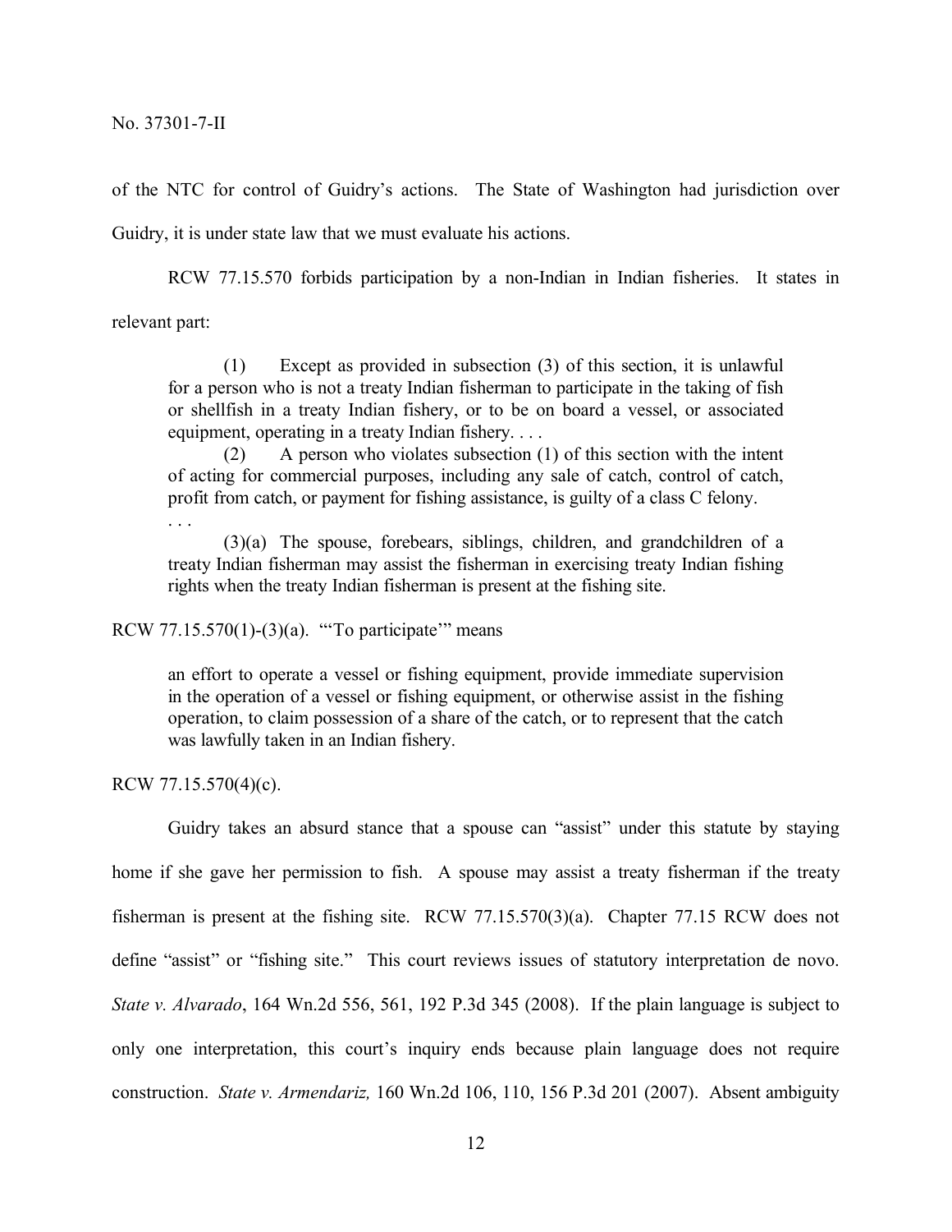of the NTC for control of Guidry's actions. The State of Washington had jurisdiction over Guidry, it is under state law that we must evaluate his actions.

RCW 77.15.570 forbids participation by a non-Indian in Indian fisheries. It states in relevant part:

> (1) Except as provided in subsection (3) of this section, it is unlawful for a person who is not a treaty Indian fisherman to participate in the taking of fish or shellfish in a treaty Indian fishery, or to be on board a vessel, or associated equipment, operating in a treaty Indian fishery. . . .
>
> (2) A person who violates subsection (1) of this section with the intent of acting for commercial purposes, including any sale of catch, control of catch, profit from catch, or payment for fishing assistance, is guilty of a class C felony.
>
> . . .
>
> (3)(a) The spouse, forebears, siblings, children, and grandchildren of a treaty Indian fisherman may assist the fisherman in exercising treaty Indian fishing rights when the treaty Indian fisherman is present at the fishing site.

RCW 77.15.570(1)-(3)(a). "'To participate'" means

> an effort to operate a vessel or fishing equipment, provide immediate supervision in the operation of a vessel or fishing equipment, or otherwise assist in the fishing operation, to claim possession of a share of the catch, or to represent that the catch was lawfully taken in an Indian fishery.

RCW 77.15.570(4)(c).

Guidry takes an absurd stance that a spouse can "assist" under this statute by staying home if she gave her permission to fish. A spouse may assist a treaty fisherman if the treaty fisherman is present at the fishing site. RCW 77.15.570(3)(a). Chapter 77.15 RCW does not define "assist" or "fishing site." This court reviews issues of statutory interpretation de novo. *State v. Alvarado*, 164 Wn.2d 556, 561, 192 P.3d 345 (2008). If the plain language is subject to only one interpretation, this court's inquiry ends because plain language does not require construction. *State v. Armendariz,* 160 Wn.2d 106, 110, 156 P.3d 201 (2007). Absent ambiguity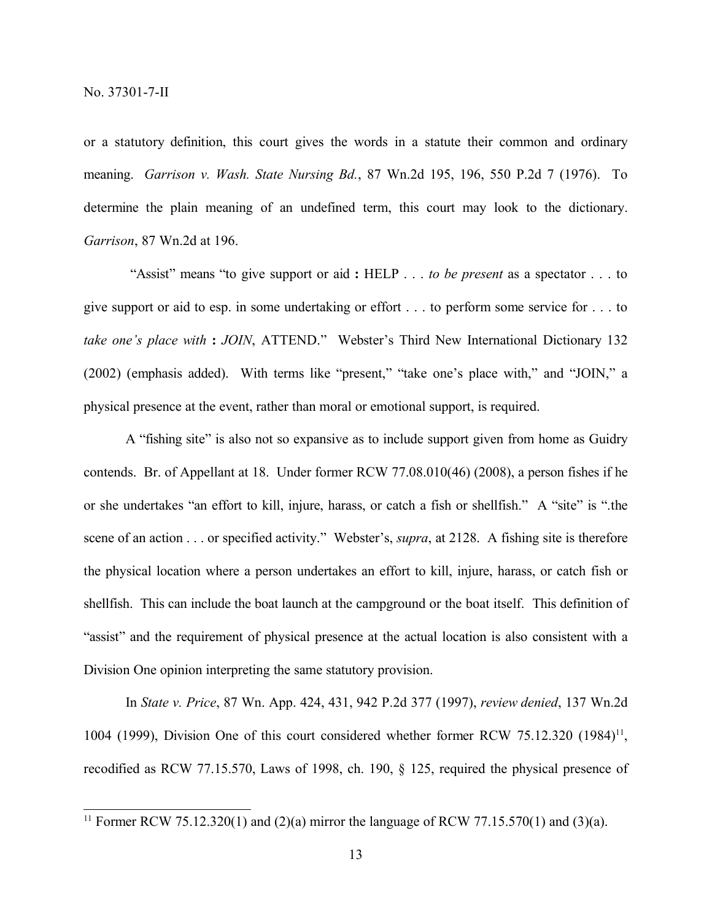or a statutory definition, this court gives the words in a statute their common and ordinary meaning. *Garrison v. Wash. State Nursing Bd.*, 87 Wn.2d 195, 196, 550 P.2d 7 (1976). To determine the plain meaning of an undefined term, this court may look to the dictionary. *Garrison*, 87 Wn.2d at 196.

"Assist" means "to give support or aid **:** HELP . . . *to be present* as a spectator . . . to give support or aid to esp. in some undertaking or effort . . . to perform some service for . . . to *take one's place with* **:** *JOIN*, ATTEND." Webster's Third New International Dictionary 132 (2002) (emphasis added). With terms like "present," "take one's place with," and "JOIN," a physical presence at the event, rather than moral or emotional support, is required.

A "fishing site" is also not so expansive as to include support given from home as Guidry contends. Br. of Appellant at 18. Under former RCW 77.08.010(46) (2008), a person fishes if he or she undertakes "an effort to kill, injure, harass, or catch a fish or shellfish." A "site" is ".the scene of an action . . . or specified activity." Webster's, *supra*, at 2128. A fishing site is therefore the physical location where a person undertakes an effort to kill, injure, harass, or catch fish or shellfish. This can include the boat launch at the campground or the boat itself. This definition of "assist" and the requirement of physical presence at the actual location is also consistent with a Division One opinion interpreting the same statutory provision.

In *State v. Price*, 87 Wn. App. 424, 431, 942 P.2d 377 (1997), *review denied*, 137 Wn.2d 1004 (1999), Division One of this court considered whether former RCW 75.12.320 (1984)[11], recodified as RCW 77.15.570, Laws of 1998, ch. 190, § 125, required the physical presence of

---

[11] Former RCW 75.12.320(1) and (2)(a) mirror the language of RCW 77.15.570(1) and (3)(a).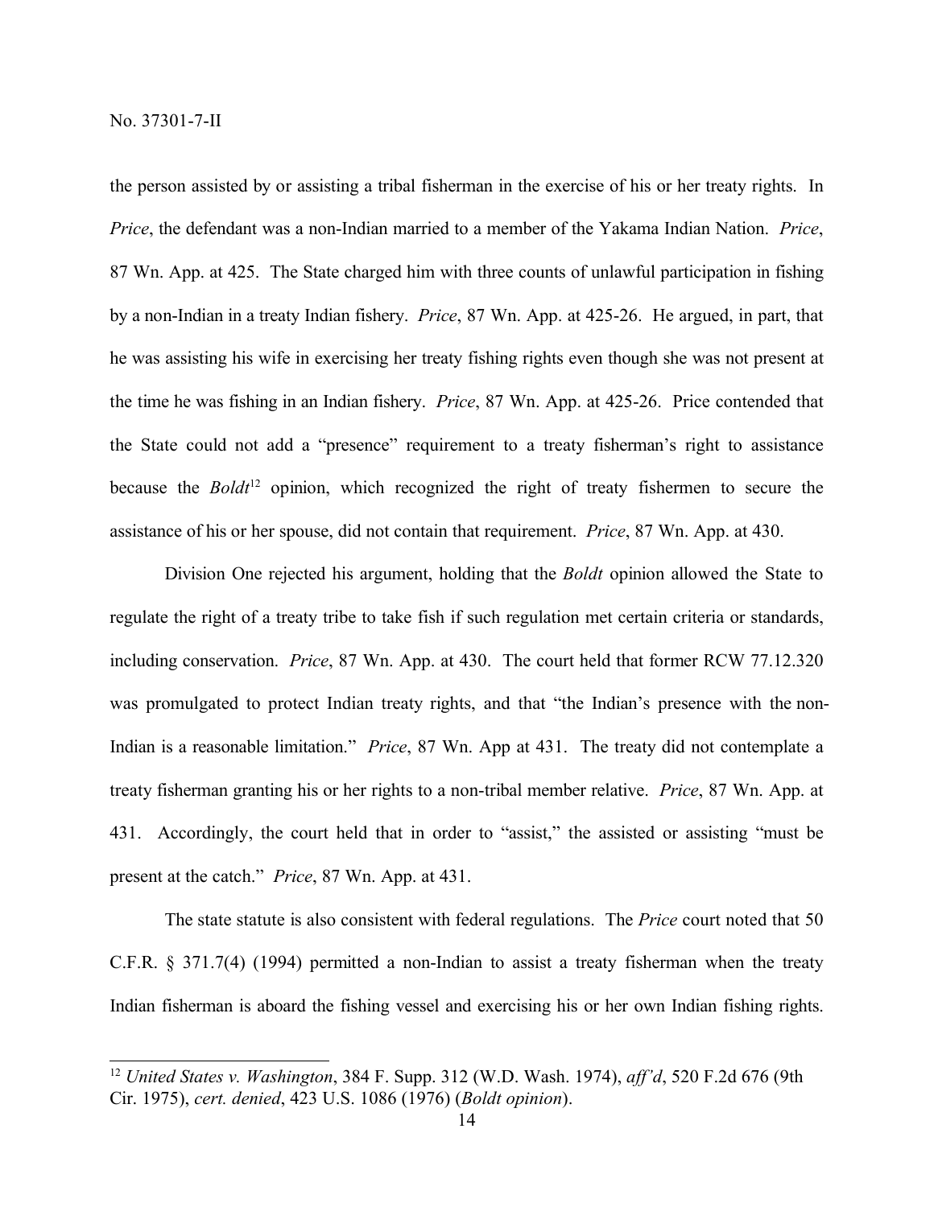the person assisted by or assisting a tribal fisherman in the exercise of his or her treaty rights. In *Price*, the defendant was a non-Indian married to a member of the Yakama Indian Nation. *Price*, 87 Wn. App. at 425. The State charged him with three counts of unlawful participation in fishing by a non-Indian in a treaty Indian fishery. *Price*, 87 Wn. App. at 425-26. He argued, in part, that he was assisting his wife in exercising her treaty fishing rights even though she was not present at the time he was fishing in an Indian fishery. *Price*, 87 Wn. App. at 425-26. Price contended that the State could not add a "presence" requirement to a treaty fisherman's right to assistance because the *Boldt*[12] opinion, which recognized the right of treaty fishermen to secure the assistance of his or her spouse, did not contain that requirement. *Price*, 87 Wn. App. at 430.

Division One rejected his argument, holding that the *Boldt* opinion allowed the State to regulate the right of a treaty tribe to take fish if such regulation met certain criteria or standards, including conservation. *Price*, 87 Wn. App. at 430. The court held that former RCW 77.12.320 was promulgated to protect Indian treaty rights, and that "the Indian's presence with the non-Indian is a reasonable limitation." *Price*, 87 Wn. App at 431. The treaty did not contemplate a treaty fisherman granting his or her rights to a non-tribal member relative. *Price*, 87 Wn. App. at 431. Accordingly, the court held that in order to "assist," the assisted or assisting "must be present at the catch." *Price*, 87 Wn. App. at 431.

The state statute is also consistent with federal regulations. The *Price* court noted that 50 C.F.R. § 371.7(4) (1994) permitted a non-Indian to assist a treaty fisherman when the treaty Indian fisherman is aboard the fishing vessel and exercising his or her own Indian fishing rights.

[12] *United States v. Washington*, 384 F. Supp. 312 (W.D. Wash. 1974), *aff'd*, 520 F.2d 676 (9th Cir. 1975), *cert. denied*, 423 U.S. 1086 (1976) (*Boldt opinion*).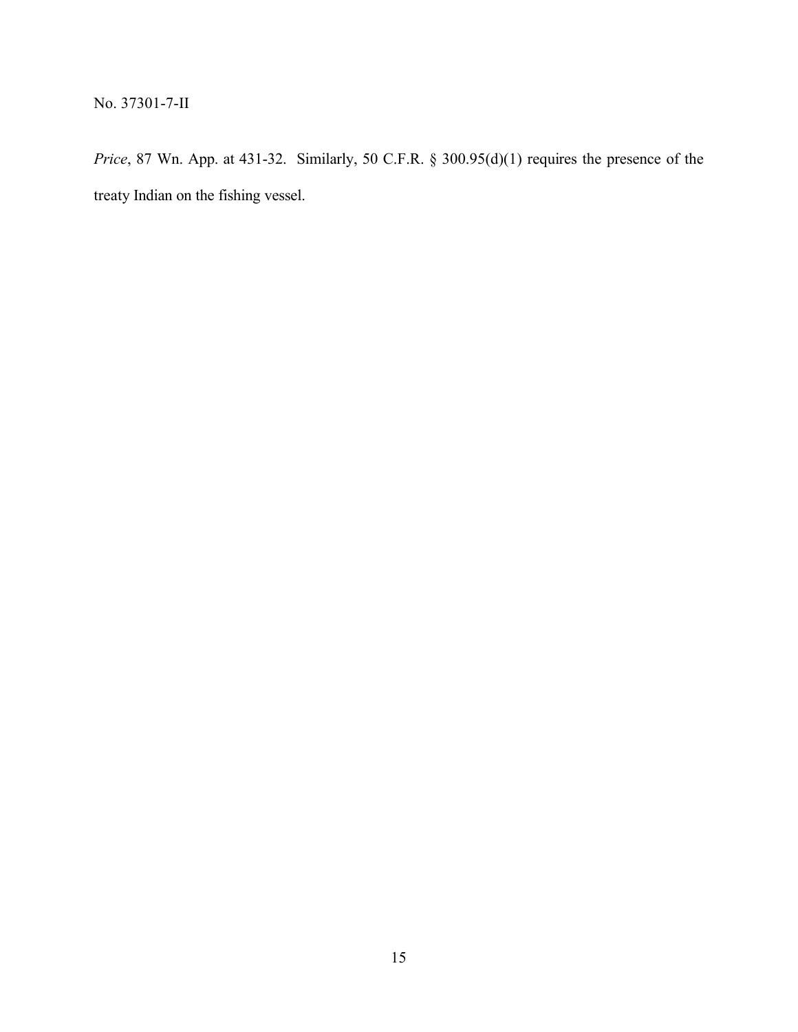*Price*, 87 Wn. App. at 431-32. Similarly, 50 C.F.R. § 300.95(d)(1) requires the presence of the treaty Indian on the fishing vessel.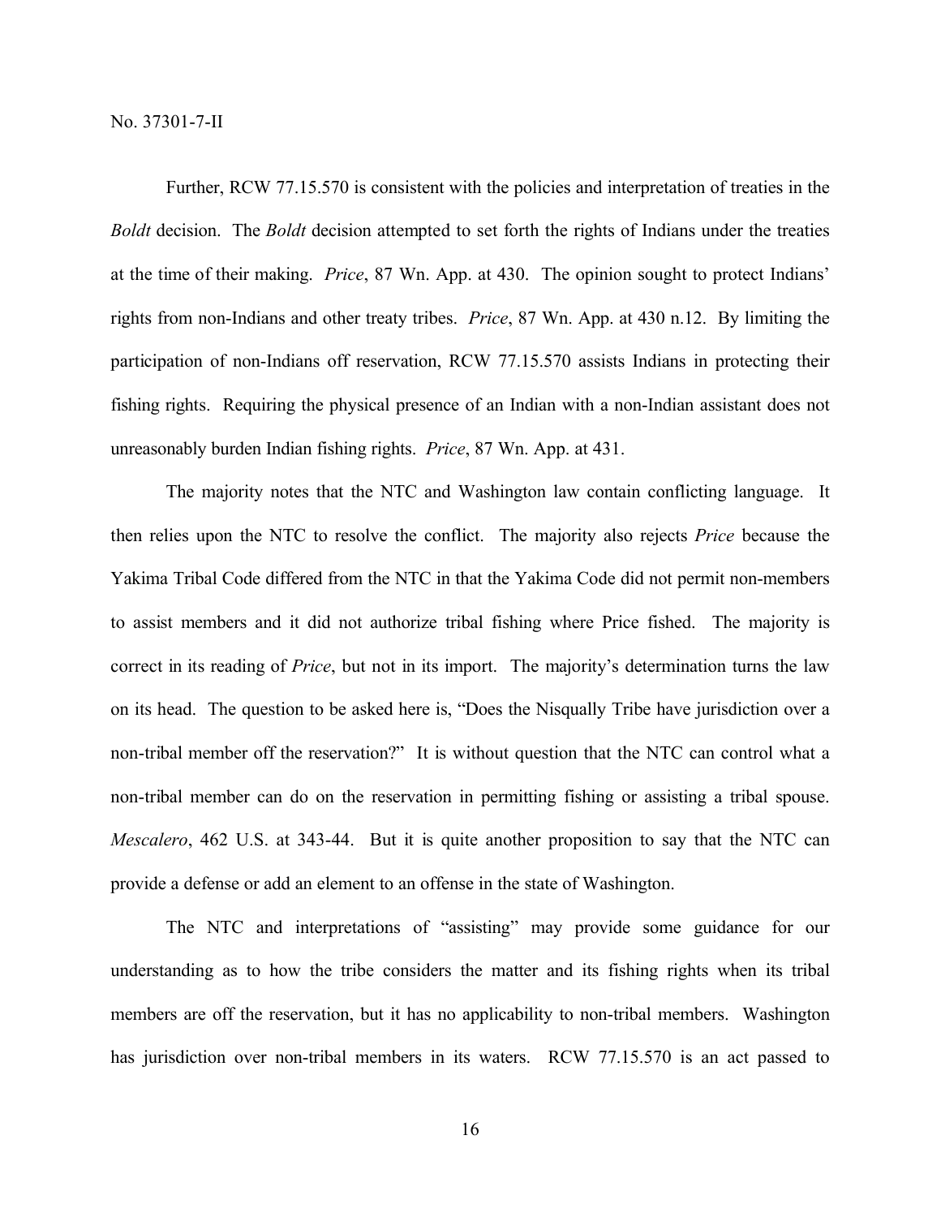Further, RCW 77.15.570 is consistent with the policies and interpretation of treaties in the *Boldt* decision. The *Boldt* decision attempted to set forth the rights of Indians under the treaties at the time of their making. *Price*, 87 Wn. App. at 430. The opinion sought to protect Indians' rights from non-Indians and other treaty tribes. *Price*, 87 Wn. App. at 430 n.12. By limiting the participation of non-Indians off reservation, RCW 77.15.570 assists Indians in protecting their fishing rights. Requiring the physical presence of an Indian with a non-Indian assistant does not unreasonably burden Indian fishing rights. *Price*, 87 Wn. App. at 431.

The majority notes that the NTC and Washington law contain conflicting language. It then relies upon the NTC to resolve the conflict. The majority also rejects *Price* because the Yakima Tribal Code differed from the NTC in that the Yakima Code did not permit non-members to assist members and it did not authorize tribal fishing where Price fished. The majority is correct in its reading of *Price*, but not in its import. The majority's determination turns the law on its head. The question to be asked here is, "Does the Nisqually Tribe have jurisdiction over a non-tribal member off the reservation?" It is without question that the NTC can control what a non-tribal member can do on the reservation in permitting fishing or assisting a tribal spouse. *Mescalero*, 462 U.S. at 343-44. But it is quite another proposition to say that the NTC can provide a defense or add an element to an offense in the state of Washington.

The NTC and interpretations of "assisting" may provide some guidance for our understanding as to how the tribe considers the matter and its fishing rights when its tribal members are off the reservation, but it has no applicability to non-tribal members. Washington has jurisdiction over non-tribal members in its waters. RCW 77.15.570 is an act passed to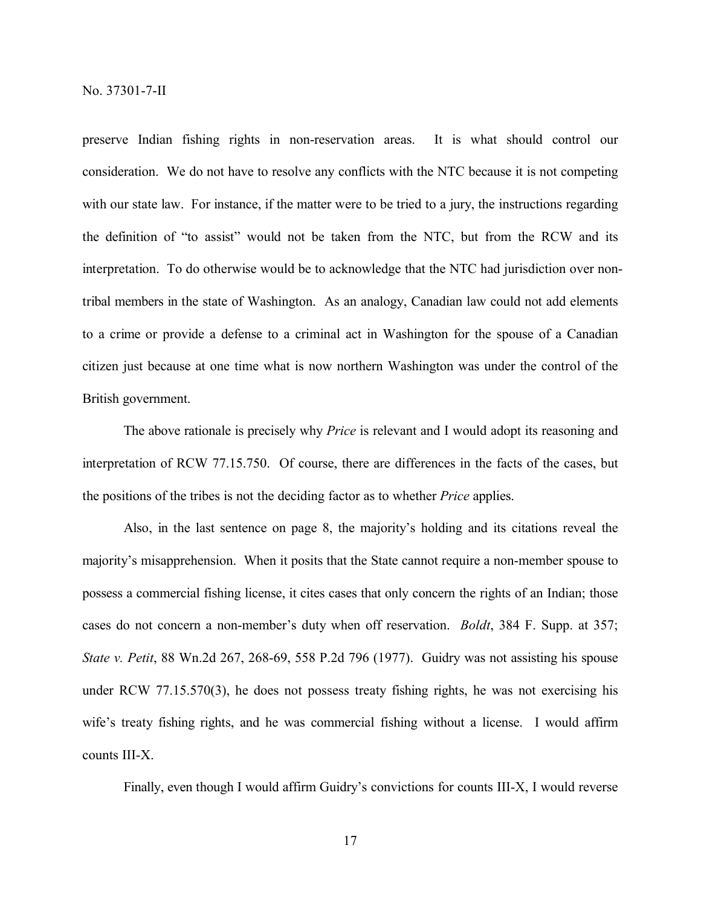preserve Indian fishing rights in non-reservation areas. It is what should control our consideration. We do not have to resolve any conflicts with the NTC because it is not competing with our state law. For instance, if the matter were to be tried to a jury, the instructions regarding the definition of "to assist" would not be taken from the NTC, but from the RCW and its interpretation. To do otherwise would be to acknowledge that the NTC had jurisdiction over non-tribal members in the state of Washington. As an analogy, Canadian law could not add elements to a crime or provide a defense to a criminal act in Washington for the spouse of a Canadian citizen just because at one time what is now northern Washington was under the control of the British government.

The above rationale is precisely why *Price* is relevant and I would adopt its reasoning and interpretation of RCW 77.15.750. Of course, there are differences in the facts of the cases, but the positions of the tribes is not the deciding factor as to whether *Price* applies.

Also, in the last sentence on page 8, the majority's holding and its citations reveal the majority's misapprehension. When it posits that the State cannot require a non-member spouse to possess a commercial fishing license, it cites cases that only concern the rights of an Indian; those cases do not concern a non-member's duty when off reservation. *Boldt*, 384 F. Supp. at 357; *State v. Petit*, 88 Wn.2d 267, 268-69, 558 P.2d 796 (1977). Guidry was not assisting his spouse under RCW 77.15.570(3), he does not possess treaty fishing rights, he was not exercising his wife's treaty fishing rights, and he was commercial fishing without a license. I would affirm counts III-X.

Finally, even though I would affirm Guidry's convictions for counts III-X, I would reverse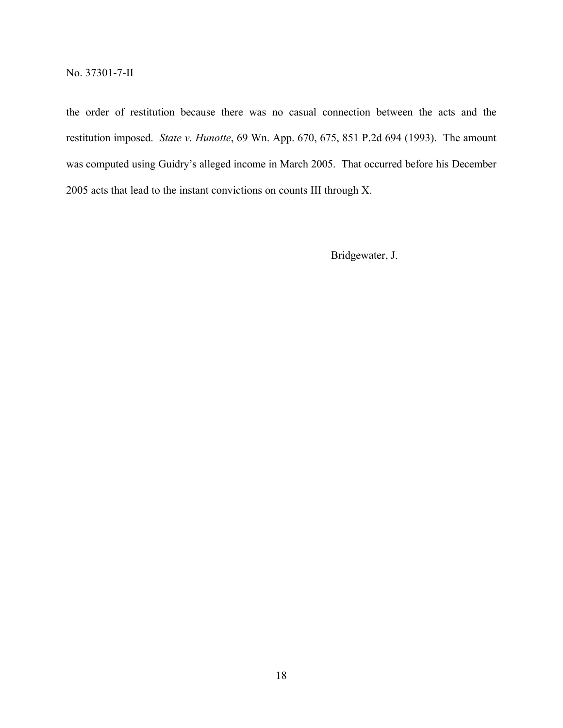the order of restitution because there was no casual connection between the acts and the restitution imposed. *State v. Hunotte*, 69 Wn. App. 670, 675, 851 P.2d 694 (1993). The amount was computed using Guidry's alleged income in March 2005. That occurred before his December 2005 acts that lead to the instant convictions on counts III through X.

Bridgewater, J.